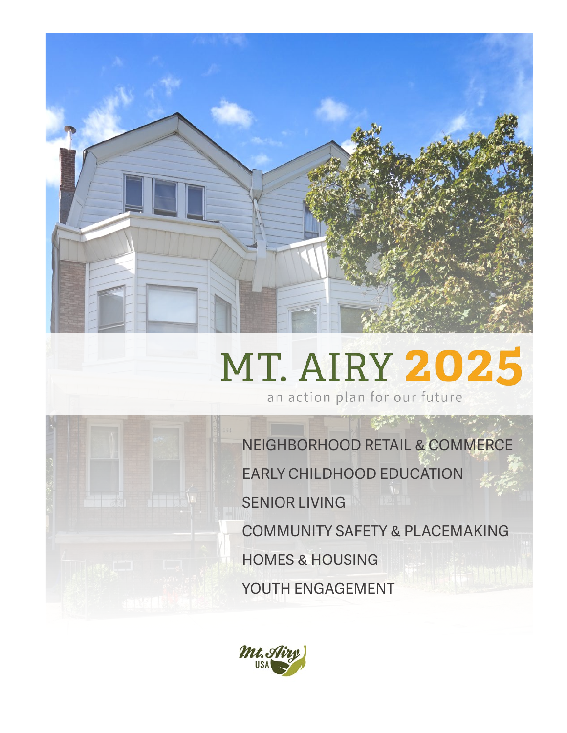# MT. AIRY 2025

an action plan for our future

NEIGHBORHOOD RETAIL & COMMERCE

EARLY CHILDHOOD EDUCATION

SENIOR LIVING

COMMUNITY SAFETY & PLACEMAKING

HOMES & HOUSING

YOUTH ENGAGEMENT

Mt. Airy USA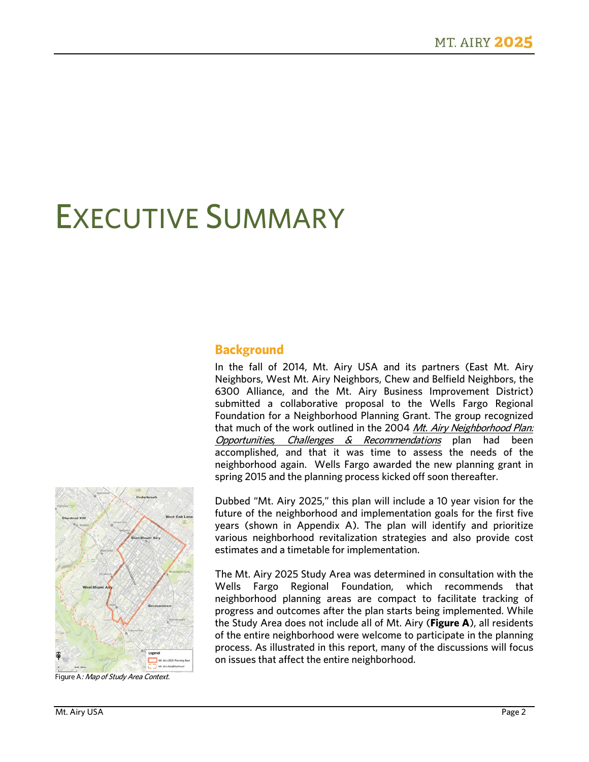# Executive Summary

## Background

In the fall of 2014, Mt. Airy USA and its partners (East Mt. Airy Neighbors, West Mt. Airy Neighbors, Chew and Belfield Neighbors, the 6300 Alliance, and the Mt. Airy Business Improvement District) submitted a collaborative proposal to the Wells Fargo Regional Foundation for a Neighborhood Planning Grant. The group recognized that much of the work outlined in the 2004 *Mt. Airy Neighborhood Plan: Opportunities, Challenges & Recommendations* plan had been accomplished, and that it was time to assess the needs of the neighborhood again. Wells Fargo awarded the new planning grant in spring 2015 and the planning process kicked off soon thereafter.

Dubbed "Mt. Airy 2025," this plan will include a 10 year vision for the future of the neighborhood and implementation goals for the first five years (shown in Appendix A). The plan will identify and prioritize various neighborhood revitalization strategies and also provide cost estimates and a timetable for implementation.

The Mt. Airy 2025 Study Area was determined in consultation with the Wells Fargo Regional Foundation, which recommends that neighborhood planning areas are compact to facilitate tracking of progress and outcomes after the plan starts being implemented. While the Study Area does not include all of Mt. Airy (**Figure A**), all residents of the entire neighborhood were welcome to participate in the planning process. As illustrated in this report, many of the discussions will focus on issues that affect the entire neighborhood.

Figure A: *Map of Study Area Context.*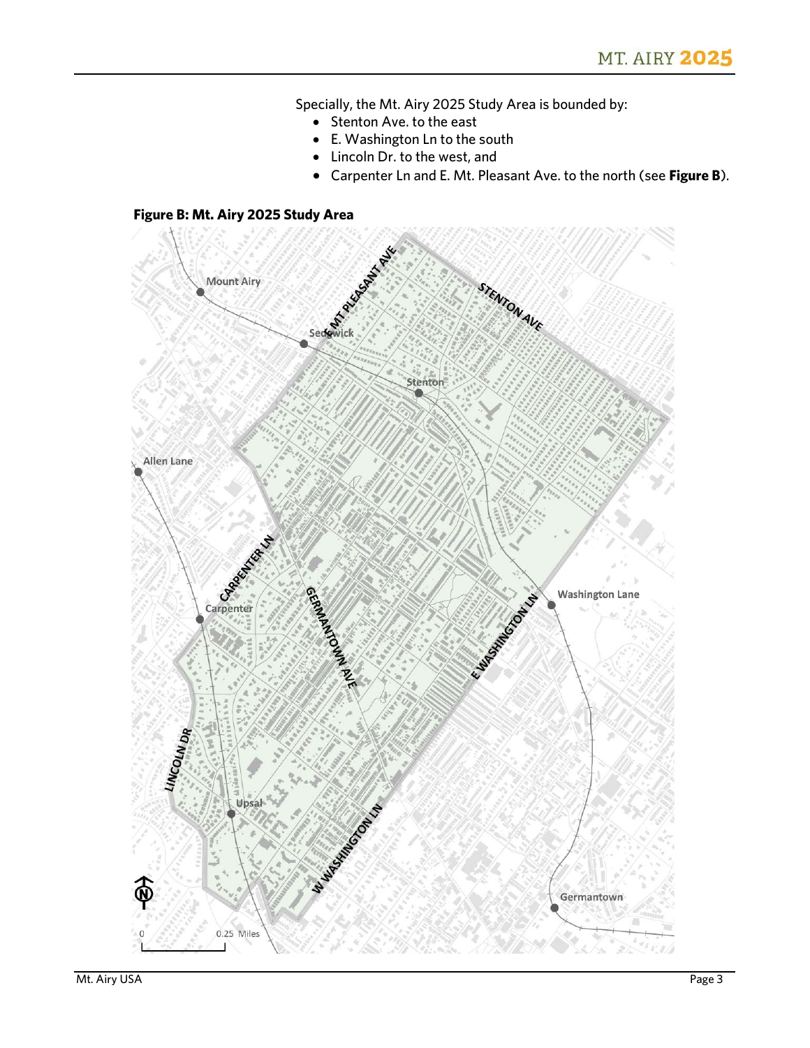Specially, the Mt. Airy 2025 Study Area is bounded by:

- Stenton Ave. to the east
- E. Washington Ln to the south
- Lincoln Dr. to the west, and
- Carpenter Ln and E. Mt. Pleasant Ave. to the north (see **Figure B**).

**Figure B: Mt. Airy 2025 Study Area**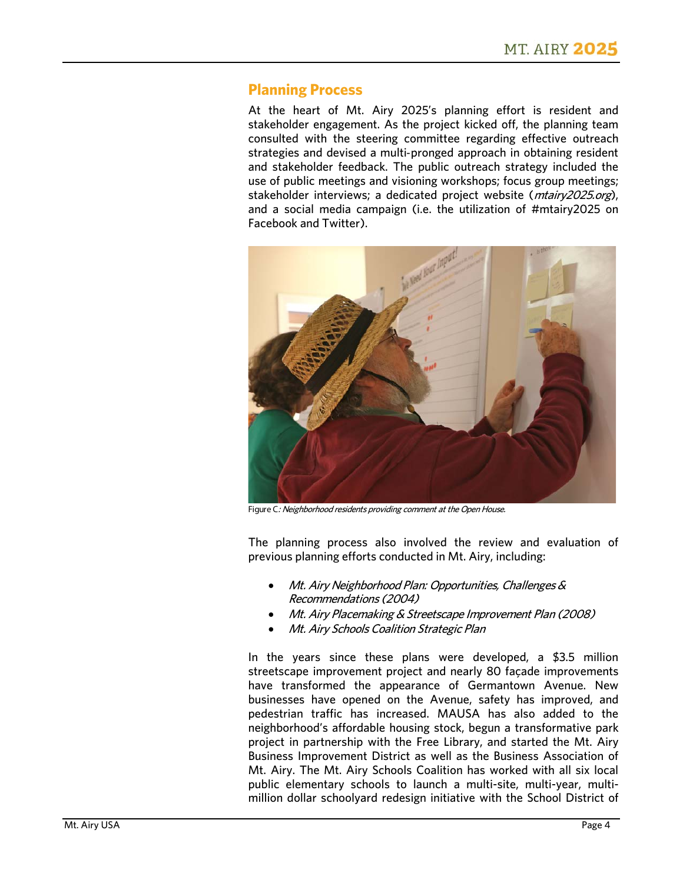## Planning Process

At the heart of Mt. Airy 2025's planning effort is resident and stakeholder engagement. As the project kicked off, the planning team consulted with the steering committee regarding effective outreach strategies and devised a multi-pronged approach in obtaining resident and stakeholder feedback. The public outreach strategy included the use of public meetings and visioning workshops; focus group meetings; stakeholder interviews; a dedicated project website (*mtairy2025.org*), and a social media campaign (i.e. the utilization of #mtairy2025 on Facebook and Twitter).

Figure C*: Neighborhood residents providing comment at the Open House.*

The planning process also involved the review and evaluation of previous planning efforts conducted in Mt. Airy, including:

- *Mt. Airy Neighborhood Plan: Opportunities, Challenges & Recommendations (2004)*
- *Mt. Airy Placemaking & Streetscape Improvement Plan (2008)*
- *Mt. Airy Schools Coalition Strategic Plan*

In the years since these plans were developed, a $3.5 million streetscape improvement project and nearly 80 façade improvements have transformed the appearance of Germantown Avenue. New businesses have opened on the Avenue, safety has improved, and pedestrian traffic has increased. MAUSA has also added to the neighborhood's affordable housing stock, begun a transformative park project in partnership with the Free Library, and started the Mt. Airy Business Improvement District as well as the Business Association of Mt. Airy. The Mt. Airy Schools Coalition has worked with all six local public elementary schools to launch a multi-site, multi-year, multi-million dollar schoolyard redesign initiative with the School District of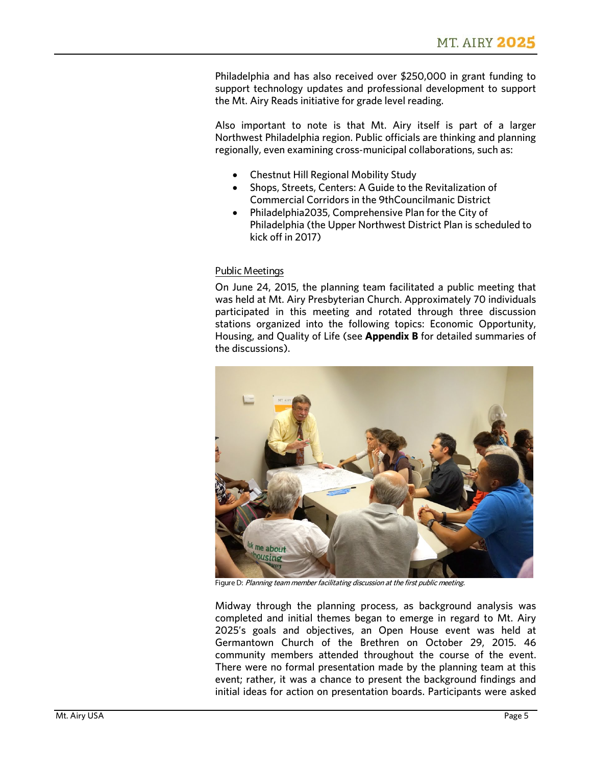Philadelphia and has also received over $250,000 in grant funding to support technology updates and professional development to support the Mt. Airy Reads initiative for grade level reading.

Also important to note is that Mt. Airy itself is part of a larger Northwest Philadelphia region. Public officials are thinking and planning regionally, even examining cross-municipal collaborations, such as:

- Chestnut Hill Regional Mobility Study
- Shops, Streets, Centers: A Guide to the Revitalization of Commercial Corridors in the 9thCouncilmanic District
- Philadelphia2035, Comprehensive Plan for the City of Philadelphia (the Upper Northwest District Plan is scheduled to kick off in 2017)

Public Meetings

On June 24, 2015, the planning team facilitated a public meeting that was held at Mt. Airy Presbyterian Church. Approximately 70 individuals participated in this meeting and rotated through three discussion stations organized into the following topics: Economic Opportunity, Housing, and Quality of Life (see **Appendix B** for detailed summaries of the discussions).

Figure D: *Planning team member facilitating discussion at the first public meeting.*

Midway through the planning process, as background analysis was completed and initial themes began to emerge in regard to Mt. Airy 2025's goals and objectives, an Open House event was held at Germantown Church of the Brethren on October 29, 2015. 46 community members attended throughout the course of the event. There were no formal presentation made by the planning team at this event; rather, it was a chance to present the background findings and initial ideas for action on presentation boards. Participants were asked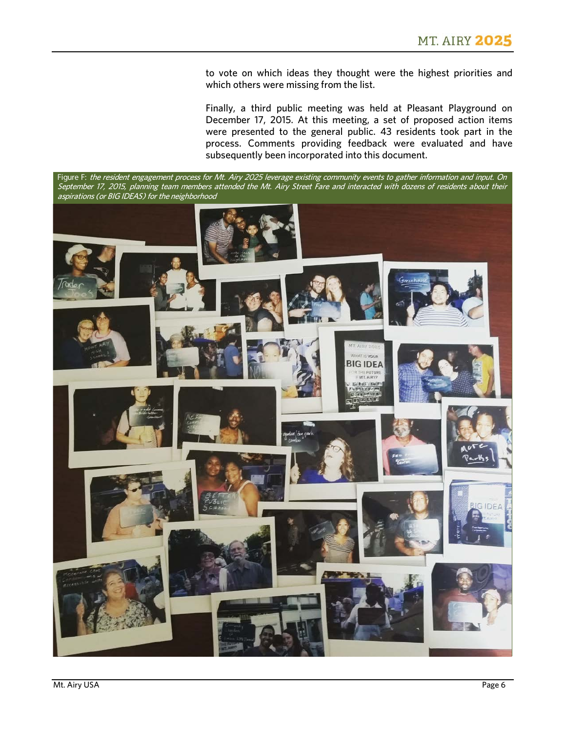to vote on which ideas they thought were the highest priorities and which others were missing from the list.

Finally, a third public meeting was held at Pleasant Playground on December 17, 2015. At this meeting, a set of proposed action items were presented to the general public. 43 residents took part in the process. Comments providing feedback were evaluated and have subsequently been incorporated into this document.

Figure F: *the resident engagement process for Mt. Airy 2025 leverage existing community events to gather information and input. On September 17, 2015, planning team members attended the Mt. Airy Street Fare and interacted with dozens of residents about their aspirations (or BIG IDEAS) for the neighborhood*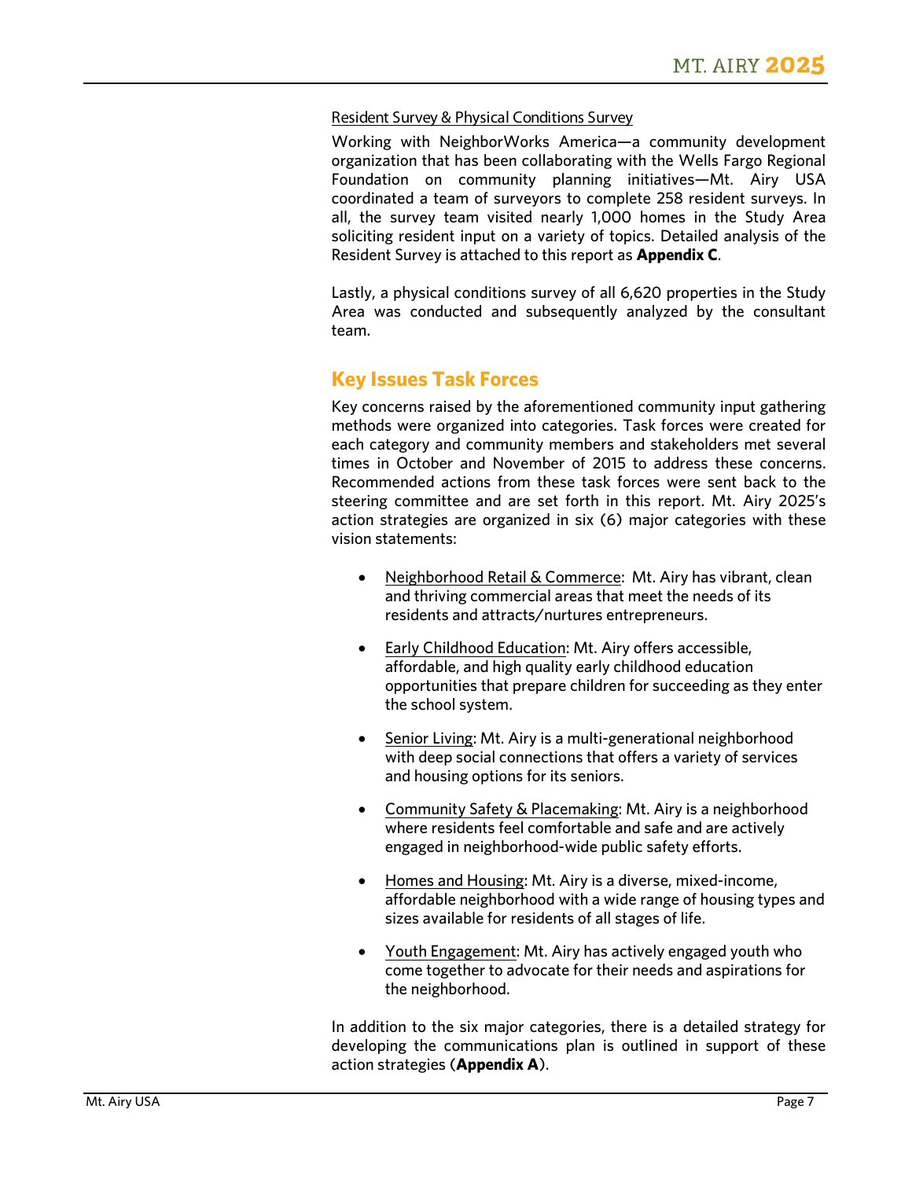Resident Survey & Physical Conditions Survey

Working with NeighborWorks America—a community development organization that has been collaborating with the Wells Fargo Regional Foundation on community planning initiatives—Mt. Airy USA coordinated a team of surveyors to complete 258 resident surveys. In all, the survey team visited nearly 1,000 homes in the Study Area soliciting resident input on a variety of topics. Detailed analysis of the Resident Survey is attached to this report as **Appendix C**.

Lastly, a physical conditions survey of all 6,620 properties in the Study Area was conducted and subsequently analyzed by the consultant team.

## Key Issues Task Forces

Key concerns raised by the aforementioned community input gathering methods were organized into categories. Task forces were created for each category and community members and stakeholders met several times in October and November of 2015 to address these concerns. Recommended actions from these task forces were sent back to the steering committee and are set forth in this report. Mt. Airy 2025's action strategies are organized in six (6) major categories with these vision statements:

- Neighborhood Retail & Commerce: Mt. Airy has vibrant, clean and thriving commercial areas that meet the needs of its residents and attracts/nurtures entrepreneurs.
- Early Childhood Education: Mt. Airy offers accessible, affordable, and high quality early childhood education opportunities that prepare children for succeeding as they enter the school system.
- Senior Living: Mt. Airy is a multi-generational neighborhood with deep social connections that offers a variety of services and housing options for its seniors.
- Community Safety & Placemaking: Mt. Airy is a neighborhood where residents feel comfortable and safe and are actively engaged in neighborhood-wide public safety efforts.
- Homes and Housing: Mt. Airy is a diverse, mixed-income, affordable neighborhood with a wide range of housing types and sizes available for residents of all stages of life.
- Youth Engagement: Mt. Airy has actively engaged youth who come together to advocate for their needs and aspirations for the neighborhood.

In addition to the six major categories, there is a detailed strategy for developing the communications plan is outlined in support of these action strategies (**Appendix A**).